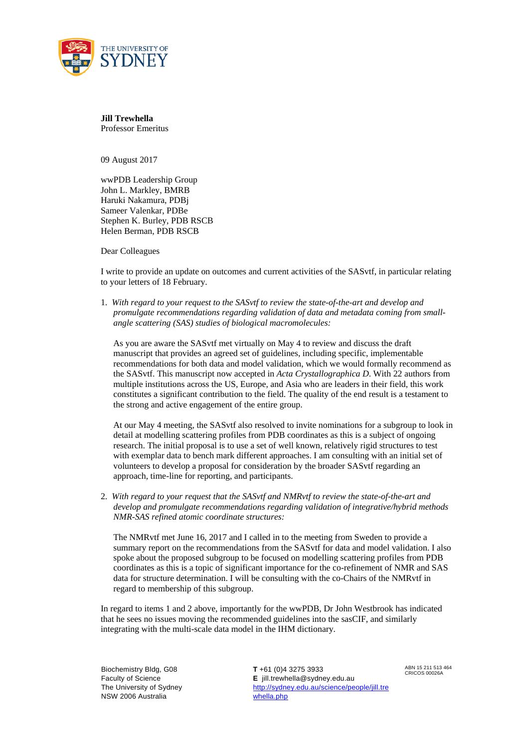THE UNIVERSITY OF SYDNEY

**Jill Trewhella**
Professor Emeritus

09 August 2017

wwPDB Leadership Group
John L. Markley, BMRB
Haruki Nakamura, PDBj
Sameer Valenkar, PDBe
Stephen K. Burley, PDB RSCB
Helen Berman, PDB RSCB

Dear Colleagues

I write to provide an update on outcomes and current activities of the SASvtf, in particular relating to your letters of 18 February.

1. *With regard to your request to the SASvtf to review the state-of-the-art and develop and promulgate recommendations regarding validation of data and metadata coming from small-angle scattering (SAS) studies of biological macromolecules:*

   As you are aware the SASvtf met virtually on May 4 to review and discuss the draft manuscript that provides an agreed set of guidelines, including specific, implementable recommendations for both data and model validation, which we would formally recommend as the SASvtf. This manuscript now accepted in *Acta Crystallographica D*. With 22 authors from multiple institutions across the US, Europe, and Asia who are leaders in their field, this work constitutes a significant contribution to the field. The quality of the end result is a testament to the strong and active engagement of the entire group.

   At our May 4 meeting, the SASvtf also resolved to invite nominations for a subgroup to look in detail at modelling scattering profiles from PDB coordinates as this is a subject of ongoing research. The initial proposal is to use a set of well known, relatively rigid structures to test with exemplar data to bench mark different approaches. I am consulting with an initial set of volunteers to develop a proposal for consideration by the broader SASvtf regarding an approach, time-line for reporting, and participants.

2. *With regard to your request that the SASvtf and NMRvtf to review the state-of-the-art and develop and promulgate recommendations regarding validation of integrative/hybrid methods NMR-SAS refined atomic coordinate structures:*

   The NMRvtf met June 16, 2017 and I called in to the meeting from Sweden to provide a summary report on the recommendations from the SASvtf for data and model validation. I also spoke about the proposed subgroup to be focused on modelling scattering profiles from PDB coordinates as this is a topic of significant importance for the co-refinement of NMR and SAS data for structure determination. I will be consulting with the co-Chairs of the NMRvtf in regard to membership of this subgroup.

In regard to items 1 and 2 above, importantly for the wwPDB, Dr John Westbrook has indicated that he sees no issues moving the recommended guidelines into the sasCIF, and similarly integrating with the multi-scale data model in the IHM dictionary.

Biochemistry Bldg, G08
Faculty of Science
The University of Sydney
NSW 2006 Australia

**T** +61 (0)4 3275 3933
**E** jill.trewhella@sydney.edu.au
http://sydney.edu.au/science/people/jill.trewhella.php

ABN 15 211 513 464
CRICOS 00026A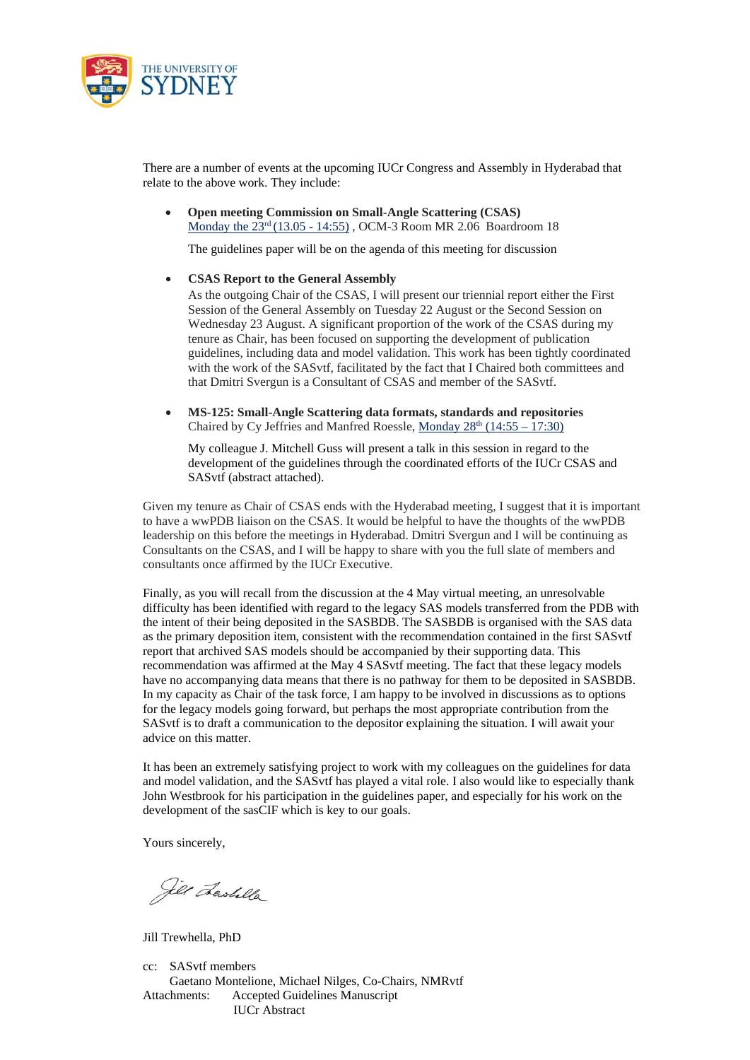There are a number of events at the upcoming IUCr Congress and Assembly in Hyderabad that relate to the above work. They include:

- **Open meeting Commission on Small-Angle Scattering (CSAS)**
  Monday the 23rd (13.05 - 14:55) , OCM-3 Room MR 2.06 Boardroom 18

  The guidelines paper will be on the agenda of this meeting for discussion

- **CSAS Report to the General Assembly**
  As the outgoing Chair of the CSAS, I will present our triennial report either the First Session of the General Assembly on Tuesday 22 August or the Second Session on Wednesday 23 August. A significant proportion of the work of the CSAS during my tenure as Chair, has been focused on supporting the development of publication guidelines, including data and model validation. This work has been tightly coordinated with the work of the SASvtf, facilitated by the fact that I Chaired both committees and that Dmitri Svergun is a Consultant of CSAS and member of the SASvtf.

- **MS-125: Small-Angle Scattering data formats, standards and repositories**
  Chaired by Cy Jeffries and Manfred Roessle, Monday 28th (14:55 – 17:30)

  My colleague J. Mitchell Guss will present a talk in this session in regard to the development of the guidelines through the coordinated efforts of the IUCr CSAS and SASvtf (abstract attached).

Given my tenure as Chair of CSAS ends with the Hyderabad meeting, I suggest that it is important to have a wwPDB liaison on the CSAS. It would be helpful to have the thoughts of the wwPDB leadership on this before the meetings in Hyderabad. Dmitri Svergun and I will be continuing as Consultants on the CSAS, and I will be happy to share with you the full slate of members and consultants once affirmed by the IUCr Executive.

Finally, as you will recall from the discussion at the 4 May virtual meeting, an unresolvable difficulty has been identified with regard to the legacy SAS models transferred from the PDB with the intent of their being deposited in the SASBDB. The SASBDB is organised with the SAS data as the primary deposition item, consistent with the recommendation contained in the first SASvtf report that archived SAS models should be accompanied by their supporting data. This recommendation was affirmed at the May 4 SASvtf meeting. The fact that these legacy models have no accompanying data means that there is no pathway for them to be deposited in SASBDB. In my capacity as Chair of the task force, I am happy to be involved in discussions as to options for the legacy models going forward, but perhaps the most appropriate contribution from the SASvtf is to draft a communication to the depositor explaining the situation. I will await your advice on this matter.

It has been an extremely satisfying project to work with my colleagues on the guidelines for data and model validation, and the SASvtf has played a vital role. I also would like to especially thank John Westbrook for his participation in the guidelines paper, and especially for his work on the development of the sasCIF which is key to our goals.

Yours sincerely,

Jill Trewhella, PhD

cc: SASvtf members
Gaetano Montelione, Michael Nilges, Co-Chairs, NMRvtf

Attachments: Accepted Guidelines Manuscript
IUCr Abstract